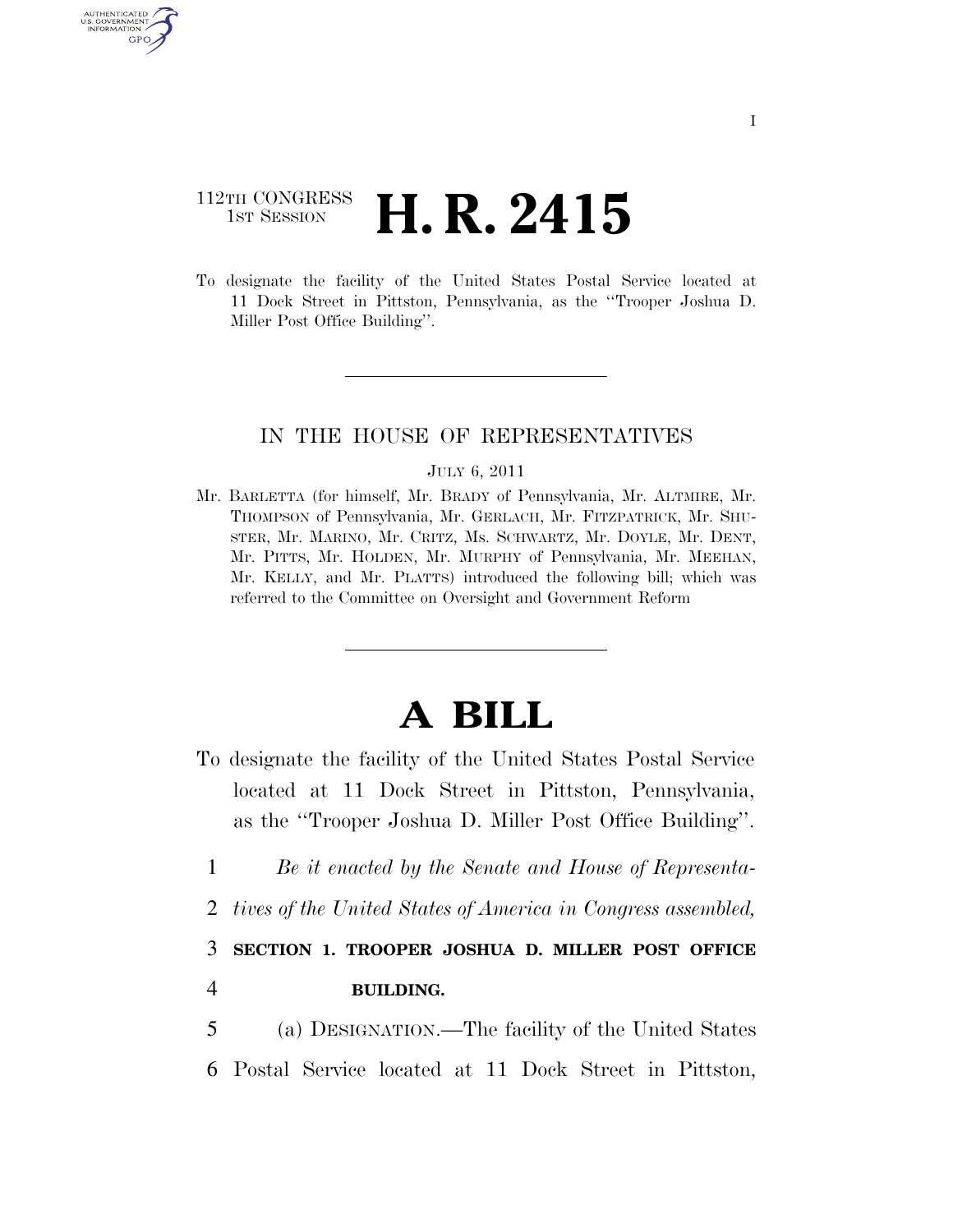112TH CONGRESS
1ST SESSION

# H. R. 2415

To designate the facility of the United States Postal Service located at 11 Dock Street in Pittston, Pennsylvania, as the ''Trooper Joshua D. Miller Post Office Building''.

IN THE HOUSE OF REPRESENTATIVES

JULY 6, 2011

Mr. BARLETTA (for himself, Mr. BRADY of Pennsylvania, Mr. ALTMIRE, Mr. THOMPSON of Pennsylvania, Mr. GERLACH, Mr. FITZPATRICK, Mr. SHUSTER, Mr. MARINO, Mr. CRITZ, Ms. SCHWARTZ, Mr. DOYLE, Mr. DENT, Mr. PITTS, Mr. HOLDEN, Mr. MURPHY of Pennsylvania, Mr. MEEHAN, Mr. KELLY, and Mr. PLATTS) introduced the following bill; which was referred to the Committee on Oversight and Government Reform

# A BILL

To designate the facility of the United States Postal Service located at 11 Dock Street in Pittston, Pennsylvania, as the ''Trooper Joshua D. Miller Post Office Building''.

1 *Be it enacted by the Senate and House of Representa-*
2 *tives of the United States of America in Congress assembled,*

3 **SECTION 1. TROOPER JOSHUA D. MILLER POST OFFICE**
4 **BUILDING.**

5 (a) DESIGNATION.—The facility of the United States
6 Postal Service located at 11 Dock Street in Pittston,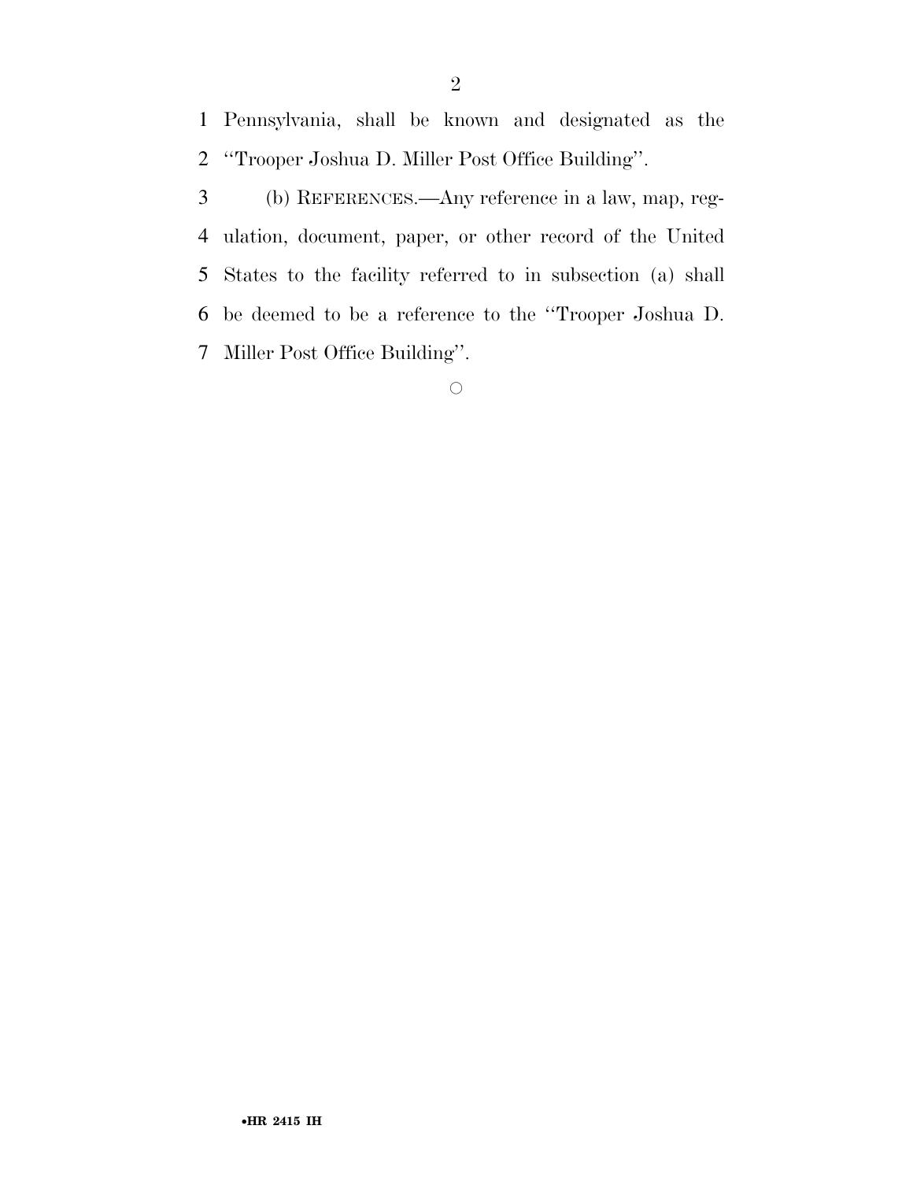Pennsylvania, shall be known and designated as the "Trooper Joshua D. Miller Post Office Building".

(b) REFERENCES.—Any reference in a law, map, regulation, document, paper, or other record of the United States to the facility referred to in subsection (a) shall be deemed to be a reference to the "Trooper Joshua D. Miller Post Office Building".